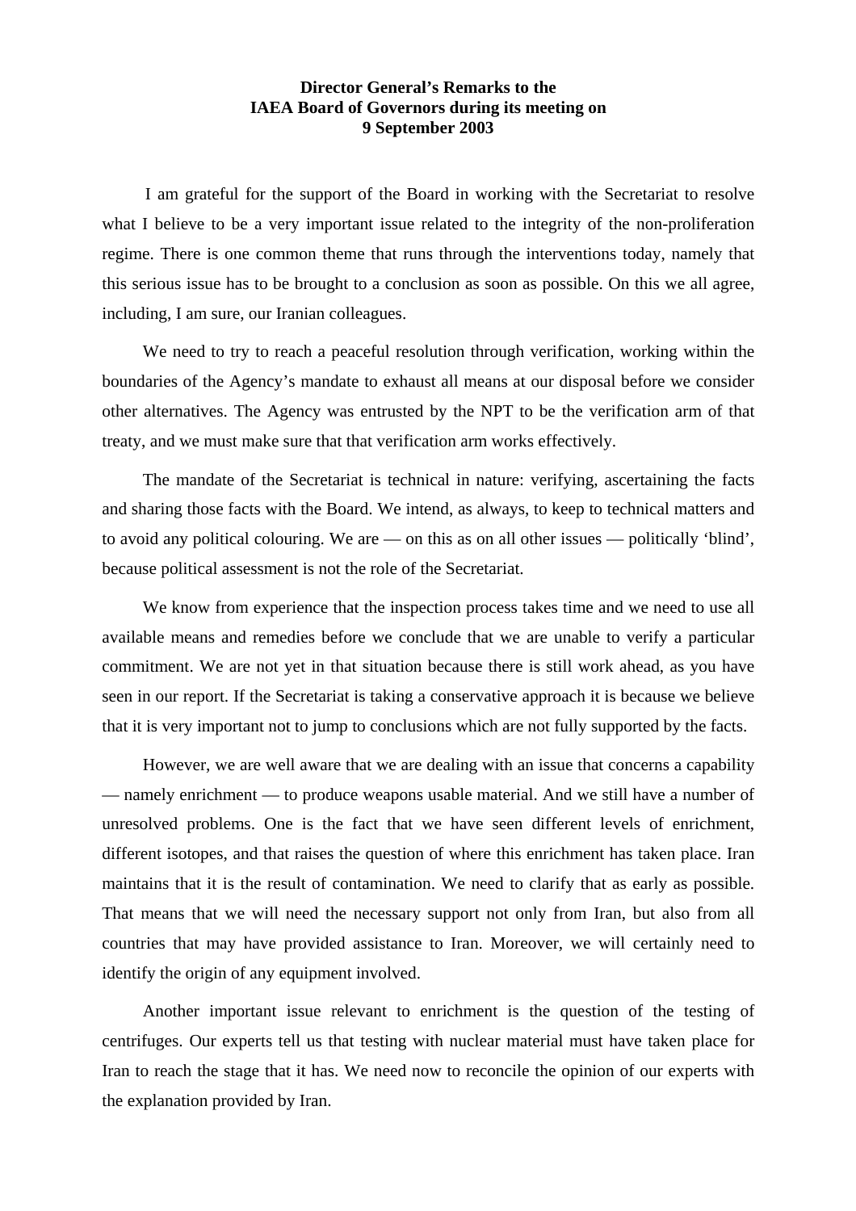**Director General's Remarks to the IAEA Board of Governors during its meeting on 9 September 2003**

I am grateful for the support of the Board in working with the Secretariat to resolve what I believe to be a very important issue related to the integrity of the non-proliferation regime. There is one common theme that runs through the interventions today, namely that this serious issue has to be brought to a conclusion as soon as possible. On this we all agree, including, I am sure, our Iranian colleagues.

We need to try to reach a peaceful resolution through verification, working within the boundaries of the Agency's mandate to exhaust all means at our disposal before we consider other alternatives. The Agency was entrusted by the NPT to be the verification arm of that treaty, and we must make sure that that verification arm works effectively.

The mandate of the Secretariat is technical in nature: verifying, ascertaining the facts and sharing those facts with the Board. We intend, as always, to keep to technical matters and to avoid any political colouring. We are — on this as on all other issues — politically 'blind', because political assessment is not the role of the Secretariat.

We know from experience that the inspection process takes time and we need to use all available means and remedies before we conclude that we are unable to verify a particular commitment. We are not yet in that situation because there is still work ahead, as you have seen in our report. If the Secretariat is taking a conservative approach it is because we believe that it is very important not to jump to conclusions which are not fully supported by the facts.

However, we are well aware that we are dealing with an issue that concerns a capability — namely enrichment — to produce weapons usable material. And we still have a number of unresolved problems. One is the fact that we have seen different levels of enrichment, different isotopes, and that raises the question of where this enrichment has taken place. Iran maintains that it is the result of contamination. We need to clarify that as early as possible. That means that we will need the necessary support not only from Iran, but also from all countries that may have provided assistance to Iran. Moreover, we will certainly need to identify the origin of any equipment involved.

Another important issue relevant to enrichment is the question of the testing of centrifuges. Our experts tell us that testing with nuclear material must have taken place for Iran to reach the stage that it has. We need now to reconcile the opinion of our experts with the explanation provided by Iran.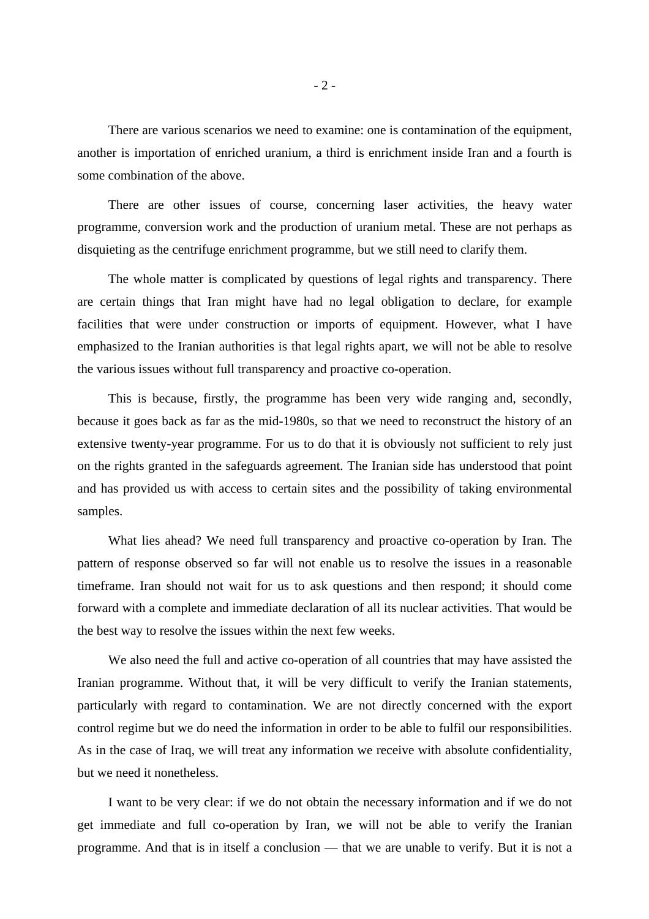There are various scenarios we need to examine: one is contamination of the equipment, another is importation of enriched uranium, a third is enrichment inside Iran and a fourth is some combination of the above.

There are other issues of course, concerning laser activities, the heavy water programme, conversion work and the production of uranium metal. These are not perhaps as disquieting as the centrifuge enrichment programme, but we still need to clarify them.

The whole matter is complicated by questions of legal rights and transparency. There are certain things that Iran might have had no legal obligation to declare, for example facilities that were under construction or imports of equipment. However, what I have emphasized to the Iranian authorities is that legal rights apart, we will not be able to resolve the various issues without full transparency and proactive co-operation.

This is because, firstly, the programme has been very wide ranging and, secondly, because it goes back as far as the mid-1980s, so that we need to reconstruct the history of an extensive twenty-year programme. For us to do that it is obviously not sufficient to rely just on the rights granted in the safeguards agreement. The Iranian side has understood that point and has provided us with access to certain sites and the possibility of taking environmental samples.

What lies ahead? We need full transparency and proactive co-operation by Iran. The pattern of response observed so far will not enable us to resolve the issues in a reasonable timeframe. Iran should not wait for us to ask questions and then respond; it should come forward with a complete and immediate declaration of all its nuclear activities. That would be the best way to resolve the issues within the next few weeks.

We also need the full and active co-operation of all countries that may have assisted the Iranian programme. Without that, it will be very difficult to verify the Iranian statements, particularly with regard to contamination. We are not directly concerned with the export control regime but we do need the information in order to be able to fulfil our responsibilities. As in the case of Iraq, we will treat any information we receive with absolute confidentiality, but we need it nonetheless.

I want to be very clear: if we do not obtain the necessary information and if we do not get immediate and full co-operation by Iran, we will not be able to verify the Iranian programme. And that is in itself a conclusion — that we are unable to verify. But it is not a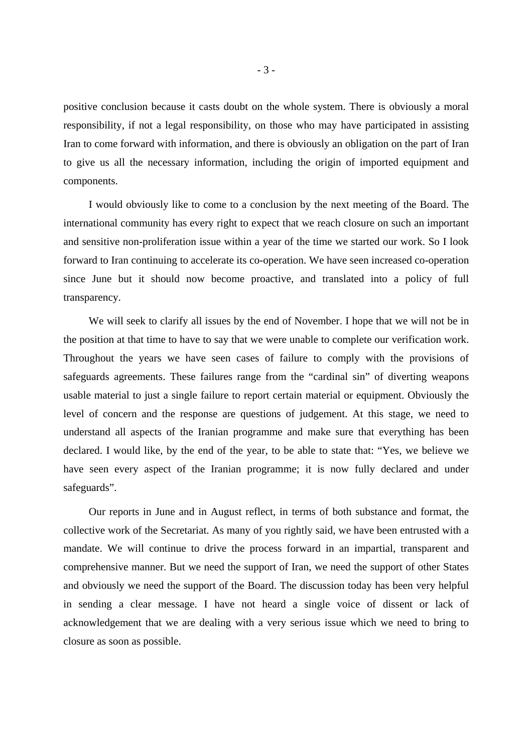positive conclusion because it casts doubt on the whole system. There is obviously a moral responsibility, if not a legal responsibility, on those who may have participated in assisting Iran to come forward with information, and there is obviously an obligation on the part of Iran to give us all the necessary information, including the origin of imported equipment and components.

I would obviously like to come to a conclusion by the next meeting of the Board. The international community has every right to expect that we reach closure on such an important and sensitive non-proliferation issue within a year of the time we started our work. So I look forward to Iran continuing to accelerate its co-operation. We have seen increased co-operation since June but it should now become proactive, and translated into a policy of full transparency.

We will seek to clarify all issues by the end of November. I hope that we will not be in the position at that time to have to say that we were unable to complete our verification work. Throughout the years we have seen cases of failure to comply with the provisions of safeguards agreements. These failures range from the "cardinal sin" of diverting weapons usable material to just a single failure to report certain material or equipment. Obviously the level of concern and the response are questions of judgement. At this stage, we need to understand all aspects of the Iranian programme and make sure that everything has been declared. I would like, by the end of the year, to be able to state that: "Yes, we believe we have seen every aspect of the Iranian programme; it is now fully declared and under safeguards".

Our reports in June and in August reflect, in terms of both substance and format, the collective work of the Secretariat. As many of you rightly said, we have been entrusted with a mandate. We will continue to drive the process forward in an impartial, transparent and comprehensive manner. But we need the support of Iran, we need the support of other States and obviously we need the support of the Board. The discussion today has been very helpful in sending a clear message. I have not heard a single voice of dissent or lack of acknowledgement that we are dealing with a very serious issue which we need to bring to closure as soon as possible.